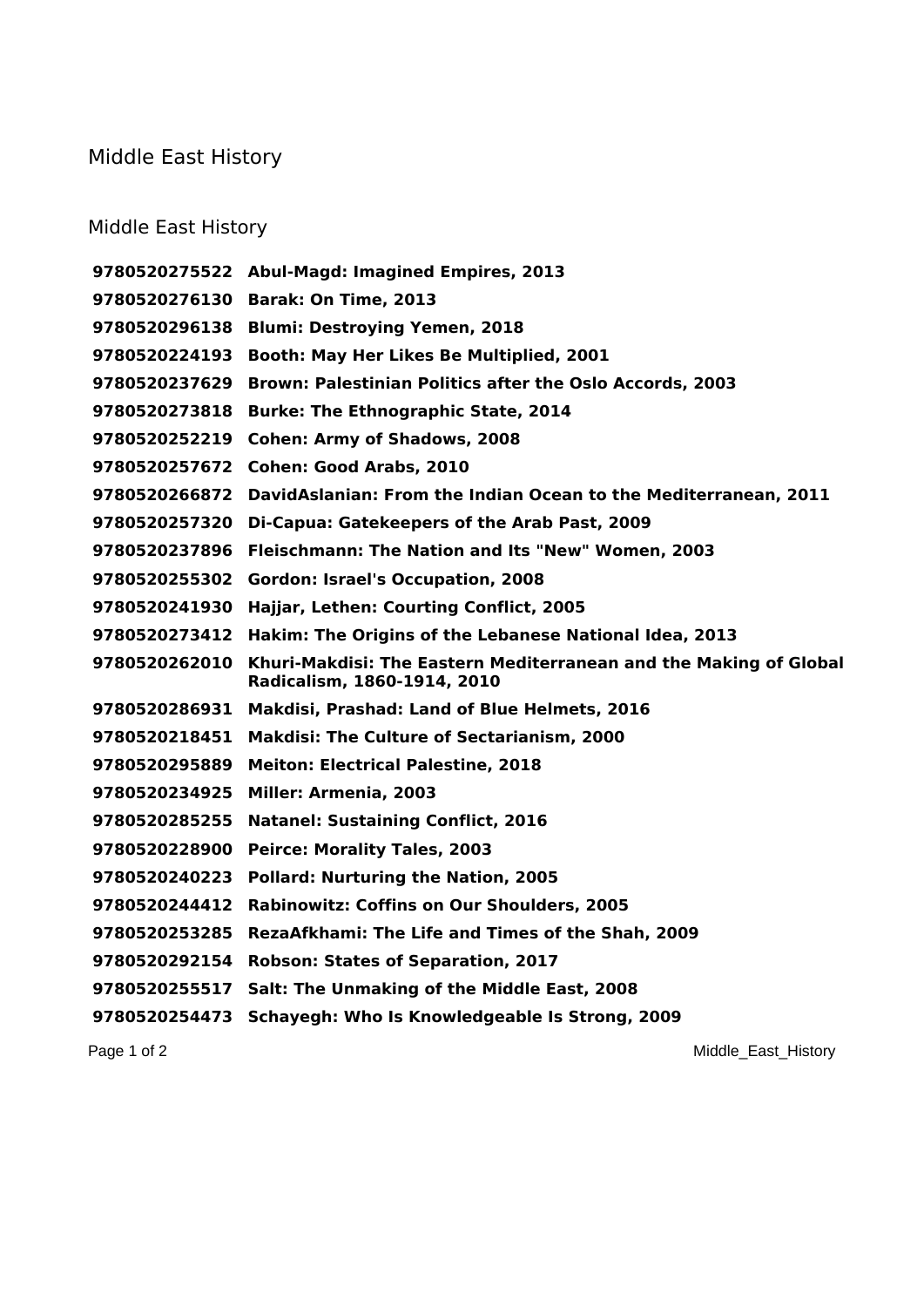# Middle East History

## Middle East History

| | |
|---|---|
| **9780520275522** | **Abul-Magd: Imagined Empires, 2013** |
| **9780520276130** | **Barak: On Time, 2013** |
| **9780520296138** | **Blumi: Destroying Yemen, 2018** |
| **9780520224193** | **Booth: May Her Likes Be Multiplied, 2001** |
| **9780520237629** | **Brown: Palestinian Politics after the Oslo Accords, 2003** |
| **9780520273818** | **Burke: The Ethnographic State, 2014** |
| **9780520252219** | **Cohen: Army of Shadows, 2008** |
| **9780520257672** | **Cohen: Good Arabs, 2010** |
| **9780520266872** | **DavidAslanian: From the Indian Ocean to the Mediterranean, 2011** |
| **9780520257320** | **Di-Capua: Gatekeepers of the Arab Past, 2009** |
| **9780520237896** | **Fleischmann: The Nation and Its "New" Women, 2003** |
| **9780520255302** | **Gordon: Israel's Occupation, 2008** |
| **9780520241930** | **Hajjar, Lethen: Courting Conflict, 2005** |
| **9780520273412** | **Hakim: The Origins of the Lebanese National Idea, 2013** |
| **9780520262010** | **Khuri-Makdisi: The Eastern Mediterranean and the Making of Global Radicalism, 1860-1914, 2010** |
| **9780520286931** | **Makdisi, Prashad: Land of Blue Helmets, 2016** |
| **9780520218451** | **Makdisi: The Culture of Sectarianism, 2000** |
| **9780520295889** | **Meiton: Electrical Palestine, 2018** |
| **9780520234925** | **Miller: Armenia, 2003** |
| **9780520285255** | **Natanel: Sustaining Conflict, 2016** |
| **9780520228900** | **Peirce: Morality Tales, 2003** |
| **9780520240223** | **Pollard: Nurturing the Nation, 2005** |
| **9780520244412** | **Rabinowitz: Coffins on Our Shoulders, 2005** |
| **9780520253285** | **RezaAfkhami: The Life and Times of the Shah, 2009** |
| **9780520292154** | **Robson: States of Separation, 2017** |
| **9780520255517** | **Salt: The Unmaking of the Middle East, 2008** |
| **9780520254473** | **Schayegh: Who Is Knowledgeable Is Strong, 2009** |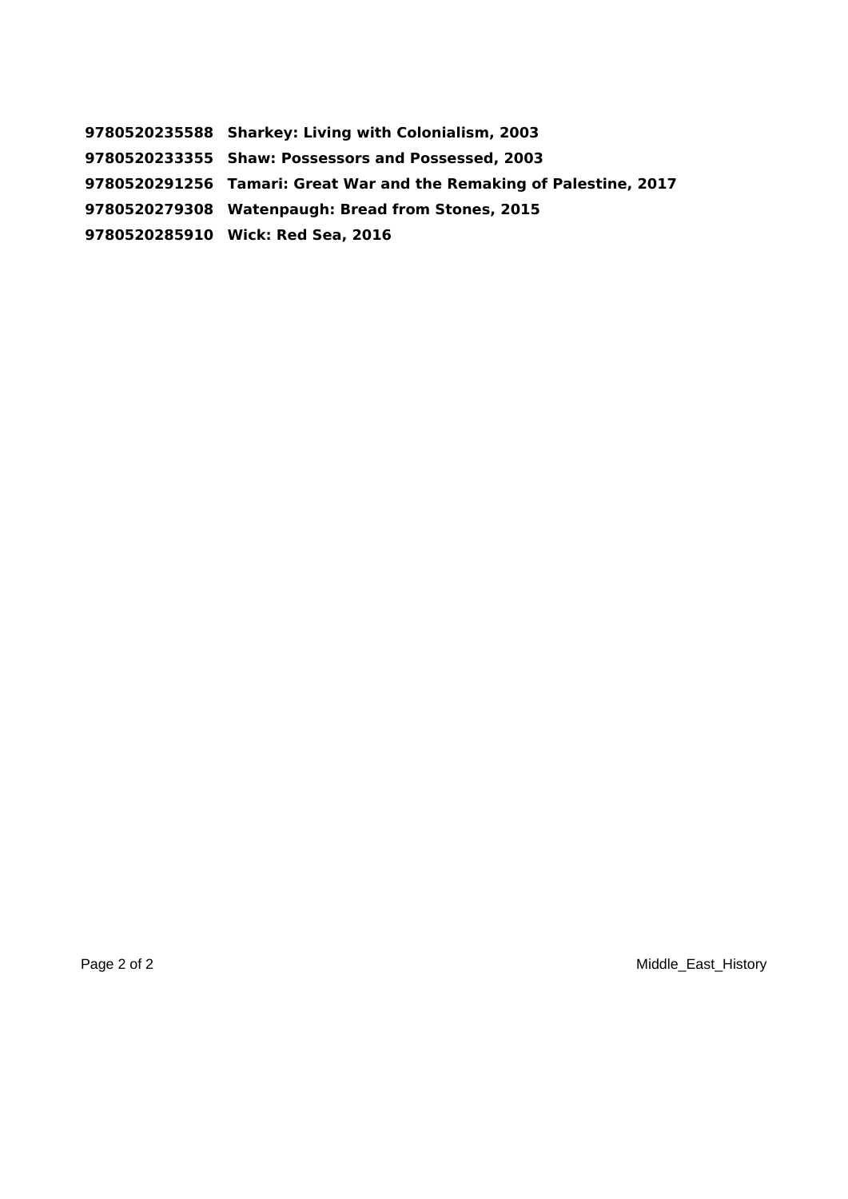**9780520235588 Sharkey: Living with Colonialism, 2003**
**9780520233355 Shaw: Possessors and Possessed, 2003**
**9780520291256 Tamari: Great War and the Remaking of Palestine, 2017**
**9780520279308 Watenpaugh: Bread from Stones, 2015**
**9780520285910 Wick: Red Sea, 2016**